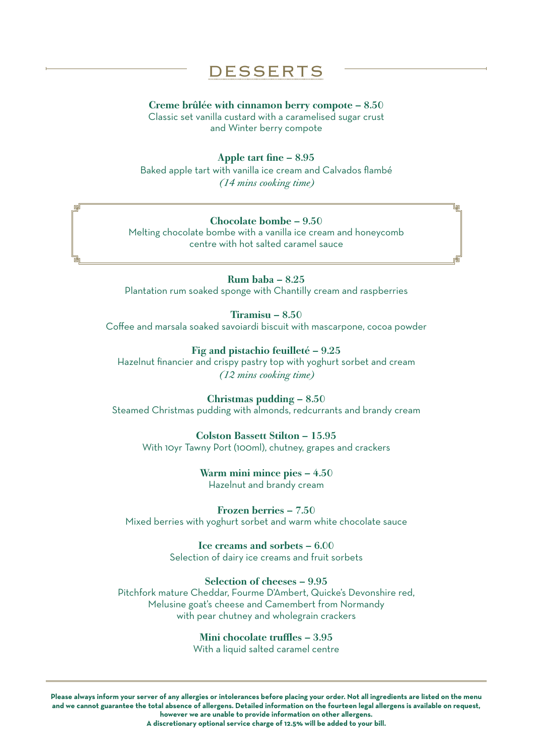# DESSERTS

**Creme brûlée with cinnamon berry compote – 8.50**
Classic set vanilla custard with a caramelised sugar crust and Winter berry compote

**Apple tart fine – 8.95**
Baked apple tart with vanilla ice cream and Calvados flambé
*(14 mins cooking time)*

**Chocolate bombe – 9.50**
Melting chocolate bombe with a vanilla ice cream and honeycomb centre with hot salted caramel sauce

**Rum baba – 8.25**
Plantation rum soaked sponge with Chantilly cream and raspberries

**Tiramisu – 8.50**
Coffee and marsala soaked savoiardi biscuit with mascarpone, cocoa powder

**Fig and pistachio feuilleté – 9.25**
Hazelnut financier and crispy pastry top with yoghurt sorbet and cream
*(12 mins cooking time)*

**Christmas pudding – 8.50**
Steamed Christmas pudding with almonds, redcurrants and brandy cream

**Colston Bassett Stilton – 15.95**
With 10yr Tawny Port (100ml), chutney, grapes and crackers

**Warm mini mince pies – 4.50**
Hazelnut and brandy cream

**Frozen berries – 7.50**
Mixed berries with yoghurt sorbet and warm white chocolate sauce

**Ice creams and sorbets – 6.00**
Selection of dairy ice creams and fruit sorbets

**Selection of cheeses – 9.95**
Pitchfork mature Cheddar, Fourme D'Ambert, Quicke's Devonshire red, Melusine goat's cheese and Camembert from Normandy with pear chutney and wholegrain crackers

**Mini chocolate truffles – 3.95**
With a liquid salted caramel centre

---

**Please always inform your server of any allergies or intolerances before placing your order. Not all ingredients are listed on the menu and we cannot guarantee the total absence of allergens. Detailed information on the fourteen legal allergens is available on request, however we are unable to provide information on other allergens.**
**A discretionary optional service charge of 12.5% will be added to your bill.**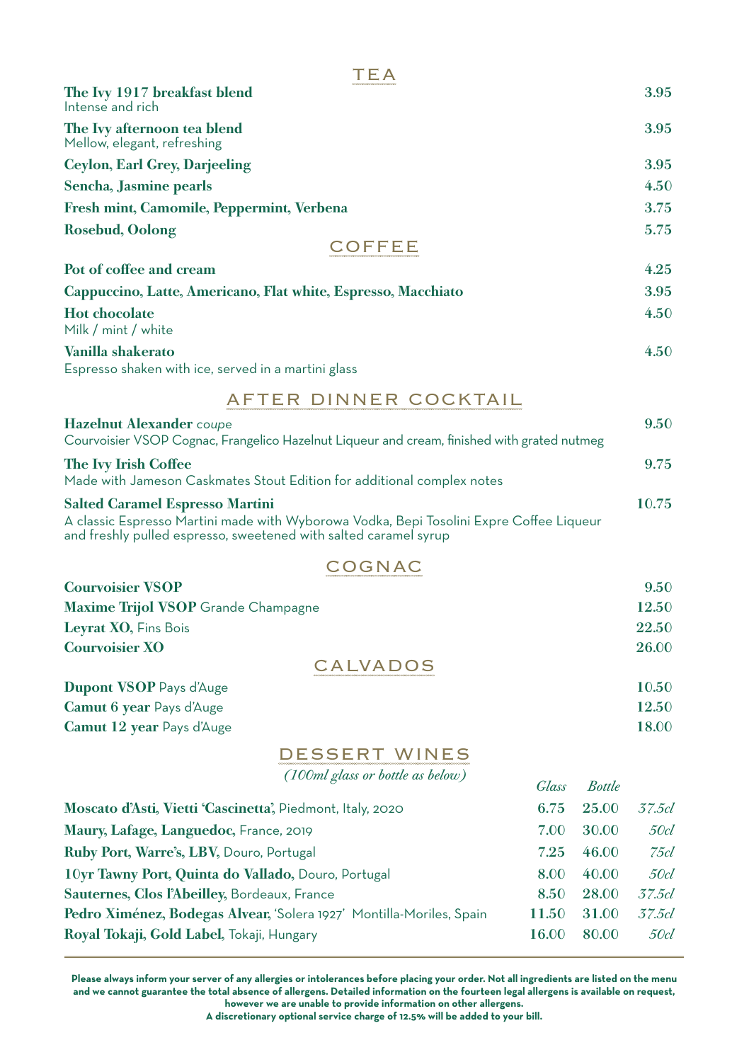## TEA

**The Ivy 1917 breakfast blend** — 3.95
Intense and rich

**The Ivy afternoon tea blend** — 3.95
Mellow, elegant, refreshing

**Ceylon, Earl Grey, Darjeeling** — 3.95

**Sencha, Jasmine pearls** — 4.50

**Fresh mint, Camomile, Peppermint, Verbena** — 3.75

**Rosebud, Oolong** — 5.75

## COFFEE

**Pot of coffee and cream** — 4.25

**Cappuccino, Latte, Americano, Flat white, Espresso, Macchiato** — 3.95

**Hot chocolate** — 4.50
Milk / mint / white

**Vanilla shakerato** — 4.50
Espresso shaken with ice, served in a martini glass

## AFTER DINNER COCKTAIL

**Hazelnut Alexander** *coupe* — 9.50
Courvoisier VSOP Cognac, Frangelico Hazelnut Liqueur and cream, finished with grated nutmeg

**The Ivy Irish Coffee** — 9.75
Made with Jameson Caskmates Stout Edition for additional complex notes

**Salted Caramel Espresso Martini** — 10.75
A classic Espresso Martini made with Wyborowa Vodka, Bepi Tosolini Expre Coffee Liqueur and freshly pulled espresso, sweetened with salted caramel syrup

## COGNAC

**Courvoisier VSOP** — 9.50

**Maxime Trijol VSOP** Grande Champagne — 12.50

**Leyrat XO,** Fins Bois — 22.50

**Courvoisier XO** — 26.00

## CALVADOS

**Dupont VSOP** Pays d'Auge — 10.50

**Camut 6 year** Pays d'Auge — 12.50

**Camut 12 year** Pays d'Auge — 18.00

## DESSERT WINES

*(100ml glass or bottle as below)*

| | *Glass* | *Bottle* | |
|---|---|---|---|
| **Moscato d'Asti, Vietti 'Cascinetta',** Piedmont, Italy, 2020 | 6.75 | 25.00 | *37.5cl* |
| **Maury, Lafage, Languedoc,** France, 2019 | 7.00 | 30.00 | *50cl* |
| **Ruby Port, Warre's, LBV,** Douro, Portugal | 7.25 | 46.00 | *75cl* |
| **10yr Tawny Port, Quinta do Vallado,** Douro, Portugal | 8.00 | 40.00 | *50cl* |
| **Sauternes, Clos l'Abeilley,** Bordeaux, France | 8.50 | 28.00 | *37.5cl* |
| **Pedro Ximénez, Bodegas Alvear,** 'Solera 1927' Montilla-Moriles, Spain | 11.50 | 31.00 | *37.5cl* |
| **Royal Tokaji, Gold Label,** Tokaji, Hungary | 16.00 | 80.00 | *50cl* |

**Please always inform your server of any allergies or intolerances before placing your order. Not all ingredients are listed on the menu and we cannot guarantee the total absence of allergens. Detailed information on the fourteen legal allergens is available on request, however we are unable to provide information on other allergens.**
**A discretionary optional service charge of 12.5% will be added to your bill.**